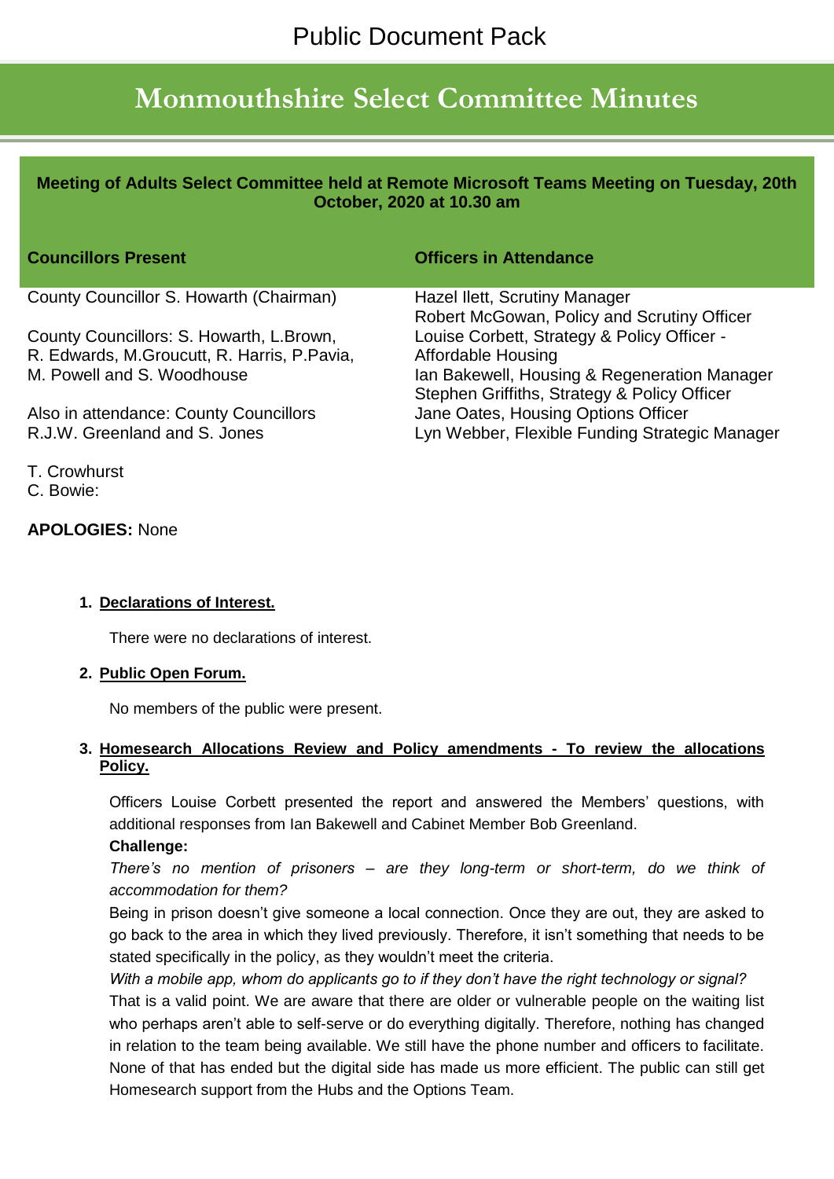Public Document Pack

# Monmouthshire Select Committee Minutes

**Meeting of Adults Select Committee held at Remote Microsoft Teams Meeting on Tuesday, 20th October, 2020 at 10.30 am**

| Councillors Present | Officers in Attendance |
|---|---|
| County Councillor S. Howarth (Chairman)<br><br>County Councillors: S. Howarth, L.Brown, R. Edwards, M.Groucutt, R. Harris, P.Pavia, M. Powell and S. Woodhouse<br><br>Also in attendance: County Councillors R.J.W. Greenland and S. Jones | Hazel Ilett, Scrutiny Manager<br>Robert McGowan, Policy and Scrutiny Officer<br>Louise Corbett, Strategy & Policy Officer - Affordable Housing<br>Ian Bakewell, Housing & Regeneration Manager<br>Stephen Griffiths, Strategy & Policy Officer<br>Jane Oates, Housing Options Officer<br>Lyn Webber, Flexible Funding Strategic Manager |

T. Crowhurst
C. Bowie:

**APOLOGIES:** None

1. **Declarations of Interest.**

   There were no declarations of interest.

2. **Public Open Forum.**

   No members of the public were present.

3. **Homesearch Allocations Review and Policy amendments - To review the allocations Policy.**

   Officers Louise Corbett presented the report and answered the Members' questions, with additional responses from Ian Bakewell and Cabinet Member Bob Greenland.

   **Challenge:**

   *There's no mention of prisoners – are they long-term or short-term, do we think of accommodation for them?*

   Being in prison doesn't give someone a local connection. Once they are out, they are asked to go back to the area in which they lived previously. Therefore, it isn't something that needs to be stated specifically in the policy, as they wouldn't meet the criteria.

   *With a mobile app, whom do applicants go to if they don't have the right technology or signal?*

   That is a valid point. We are aware that there are older or vulnerable people on the waiting list who perhaps aren't able to self-serve or do everything digitally. Therefore, nothing has changed in relation to the team being available. We still have the phone number and officers to facilitate. None of that has ended but the digital side has made us more efficient. The public can still get Homesearch support from the Hubs and the Options Team.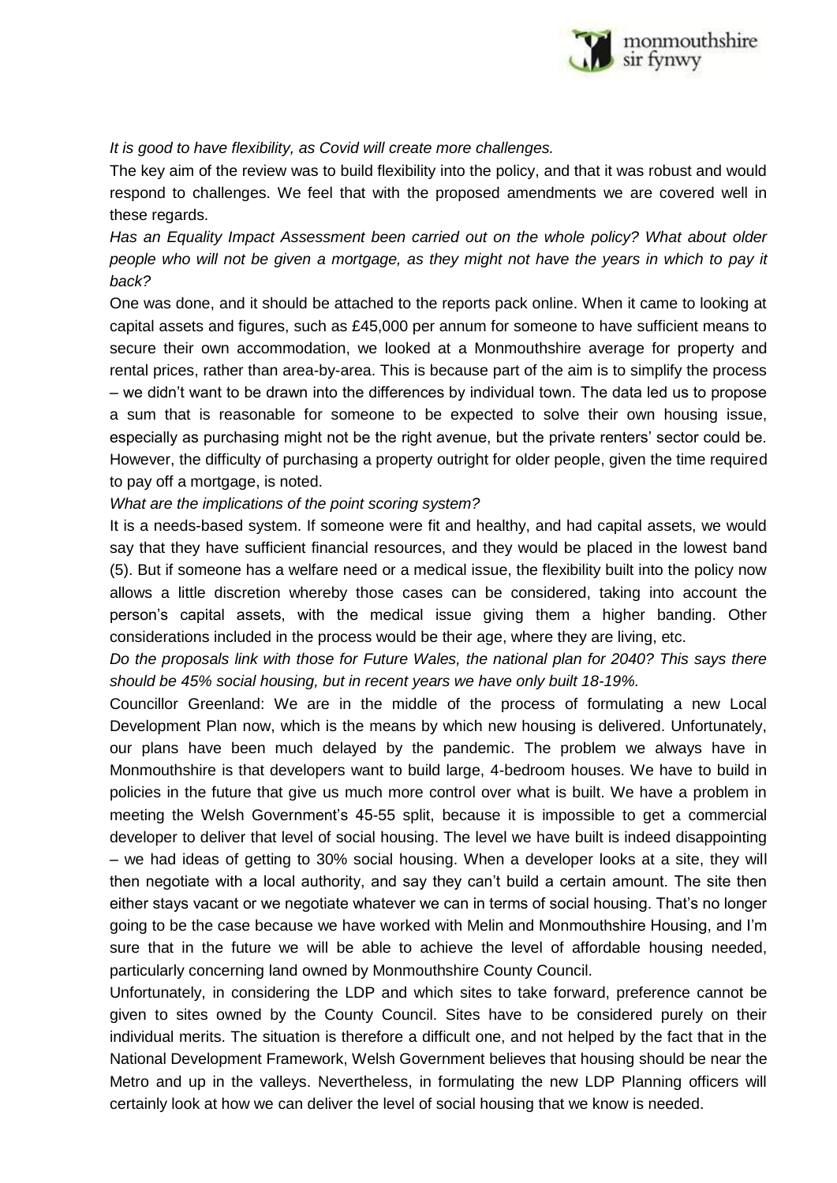*It is good to have flexibility, as Covid will create more challenges.*

The key aim of the review was to build flexibility into the policy, and that it was robust and would respond to challenges. We feel that with the proposed amendments we are covered well in these regards.

*Has an Equality Impact Assessment been carried out on the whole policy? What about older people who will not be given a mortgage, as they might not have the years in which to pay it back?*

One was done, and it should be attached to the reports pack online. When it came to looking at capital assets and figures, such as £45,000 per annum for someone to have sufficient means to secure their own accommodation, we looked at a Monmouthshire average for property and rental prices, rather than area-by-area. This is because part of the aim is to simplify the process – we didn't want to be drawn into the differences by individual town. The data led us to propose a sum that is reasonable for someone to be expected to solve their own housing issue, especially as purchasing might not be the right avenue, but the private renters' sector could be. However, the difficulty of purchasing a property outright for older people, given the time required to pay off a mortgage, is noted.

*What are the implications of the point scoring system?*

It is a needs-based system. If someone were fit and healthy, and had capital assets, we would say that they have sufficient financial resources, and they would be placed in the lowest band (5). But if someone has a welfare need or a medical issue, the flexibility built into the policy now allows a little discretion whereby those cases can be considered, taking into account the person's capital assets, with the medical issue giving them a higher banding. Other considerations included in the process would be their age, where they are living, etc.

*Do the proposals link with those for Future Wales, the national plan for 2040? This says there should be 45% social housing, but in recent years we have only built 18-19%.*

Councillor Greenland: We are in the middle of the process of formulating a new Local Development Plan now, which is the means by which new housing is delivered. Unfortunately, our plans have been much delayed by the pandemic. The problem we always have in Monmouthshire is that developers want to build large, 4-bedroom houses. We have to build in policies in the future that give us much more control over what is built. We have a problem in meeting the Welsh Government's 45-55 split, because it is impossible to get a commercial developer to deliver that level of social housing. The level we have built is indeed disappointing – we had ideas of getting to 30% social housing. When a developer looks at a site, they will then negotiate with a local authority, and say they can't build a certain amount. The site then either stays vacant or we negotiate whatever we can in terms of social housing. That's no longer going to be the case because we have worked with Melin and Monmouthshire Housing, and I'm sure that in the future we will be able to achieve the level of affordable housing needed, particularly concerning land owned by Monmouthshire County Council.

Unfortunately, in considering the LDP and which sites to take forward, preference cannot be given to sites owned by the County Council. Sites have to be considered purely on their individual merits. The situation is therefore a difficult one, and not helped by the fact that in the National Development Framework, Welsh Government believes that housing should be near the Metro and up in the valleys. Nevertheless, in formulating the new LDP Planning officers will certainly look at how we can deliver the level of social housing that we know is needed.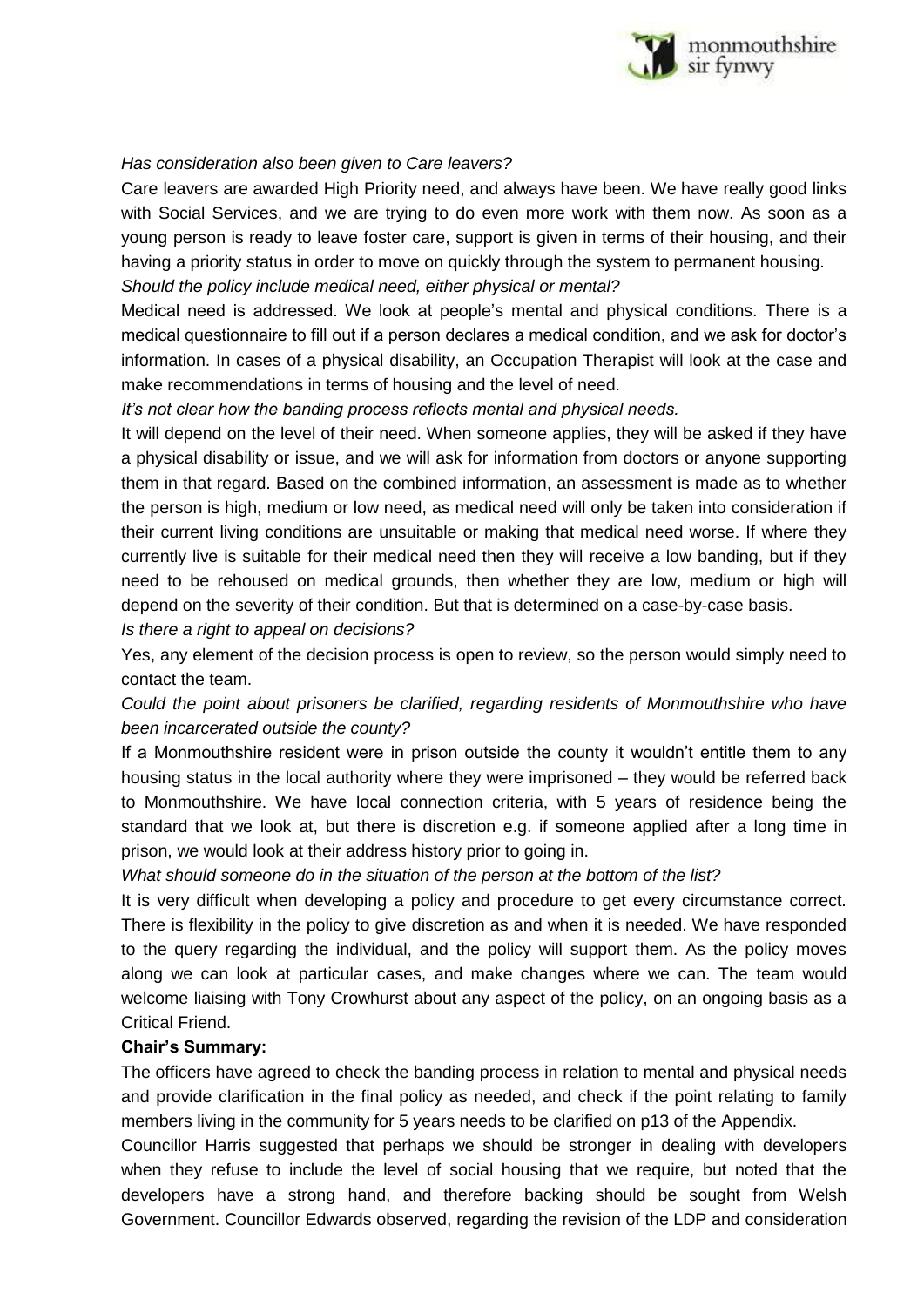*Has consideration also been given to Care leavers?*

Care leavers are awarded High Priority need, and always have been. We have really good links with Social Services, and we are trying to do even more work with them now. As soon as a young person is ready to leave foster care, support is given in terms of their housing, and their having a priority status in order to move on quickly through the system to permanent housing.

*Should the policy include medical need, either physical or mental?*

Medical need is addressed. We look at people's mental and physical conditions. There is a medical questionnaire to fill out if a person declares a medical condition, and we ask for doctor's information. In cases of a physical disability, an Occupation Therapist will look at the case and make recommendations in terms of housing and the level of need.

*It's not clear how the banding process reflects mental and physical needs.*

It will depend on the level of their need. When someone applies, they will be asked if they have a physical disability or issue, and we will ask for information from doctors or anyone supporting them in that regard. Based on the combined information, an assessment is made as to whether the person is high, medium or low need, as medical need will only be taken into consideration if their current living conditions are unsuitable or making that medical need worse. If where they currently live is suitable for their medical need then they will receive a low banding, but if they need to be rehoused on medical grounds, then whether they are low, medium or high will depend on the severity of their condition. But that is determined on a case-by-case basis.

*Is there a right to appeal on decisions?*

Yes, any element of the decision process is open to review, so the person would simply need to contact the team.

*Could the point about prisoners be clarified, regarding residents of Monmouthshire who have been incarcerated outside the county?*

If a Monmouthshire resident were in prison outside the county it wouldn't entitle them to any housing status in the local authority where they were imprisoned – they would be referred back to Monmouthshire. We have local connection criteria, with 5 years of residence being the standard that we look at, but there is discretion e.g. if someone applied after a long time in prison, we would look at their address history prior to going in.

*What should someone do in the situation of the person at the bottom of the list?*

It is very difficult when developing a policy and procedure to get every circumstance correct. There is flexibility in the policy to give discretion as and when it is needed. We have responded to the query regarding the individual, and the policy will support them. As the policy moves along we can look at particular cases, and make changes where we can. The team would welcome liaising with Tony Crowhurst about any aspect of the policy, on an ongoing basis as a Critical Friend.

**Chair's Summary:**

The officers have agreed to check the banding process in relation to mental and physical needs and provide clarification in the final policy as needed, and check if the point relating to family members living in the community for 5 years needs to be clarified on p13 of the Appendix.

Councillor Harris suggested that perhaps we should be stronger in dealing with developers when they refuse to include the level of social housing that we require, but noted that the developers have a strong hand, and therefore backing should be sought from Welsh Government. Councillor Edwards observed, regarding the revision of the LDP and consideration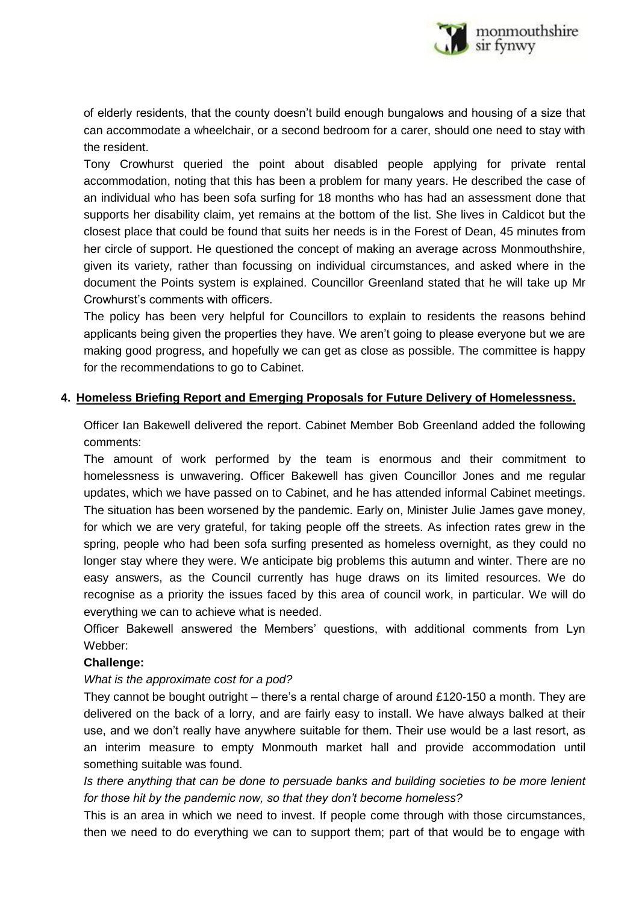of elderly residents, that the county doesn't build enough bungalows and housing of a size that can accommodate a wheelchair, or a second bedroom for a carer, should one need to stay with the resident.

Tony Crowhurst queried the point about disabled people applying for private rental accommodation, noting that this has been a problem for many years. He described the case of an individual who has been sofa surfing for 18 months who has had an assessment done that supports her disability claim, yet remains at the bottom of the list. She lives in Caldicot but the closest place that could be found that suits her needs is in the Forest of Dean, 45 minutes from her circle of support. He questioned the concept of making an average across Monmouthshire, given its variety, rather than focussing on individual circumstances, and asked where in the document the Points system is explained. Councillor Greenland stated that he will take up Mr Crowhurst's comments with officers.

The policy has been very helpful for Councillors to explain to residents the reasons behind applicants being given the properties they have. We aren't going to please everyone but we are making good progress, and hopefully we can get as close as possible. The committee is happy for the recommendations to go to Cabinet.

## 4. Homeless Briefing Report and Emerging Proposals for Future Delivery of Homelessness.

Officer Ian Bakewell delivered the report. Cabinet Member Bob Greenland added the following comments:

The amount of work performed by the team is enormous and their commitment to homelessness is unwavering. Officer Bakewell has given Councillor Jones and me regular updates, which we have passed on to Cabinet, and he has attended informal Cabinet meetings. The situation has been worsened by the pandemic. Early on, Minister Julie James gave money, for which we are very grateful, for taking people off the streets. As infection rates grew in the spring, people who had been sofa surfing presented as homeless overnight, as they could no longer stay where they were. We anticipate big problems this autumn and winter. There are no easy answers, as the Council currently has huge draws on its limited resources. We do recognise as a priority the issues faced by this area of council work, in particular. We will do everything we can to achieve what is needed.

Officer Bakewell answered the Members' questions, with additional comments from Lyn Webber:

**Challenge:**

*What is the approximate cost for a pod?*

They cannot be bought outright – there's a rental charge of around £120-150 a month. They are delivered on the back of a lorry, and are fairly easy to install. We have always balked at their use, and we don't really have anywhere suitable for them. Their use would be a last resort, as an interim measure to empty Monmouth market hall and provide accommodation until something suitable was found.

*Is there anything that can be done to persuade banks and building societies to be more lenient for those hit by the pandemic now, so that they don't become homeless?*

This is an area in which we need to invest. If people come through with those circumstances, then we need to do everything we can to support them; part of that would be to engage with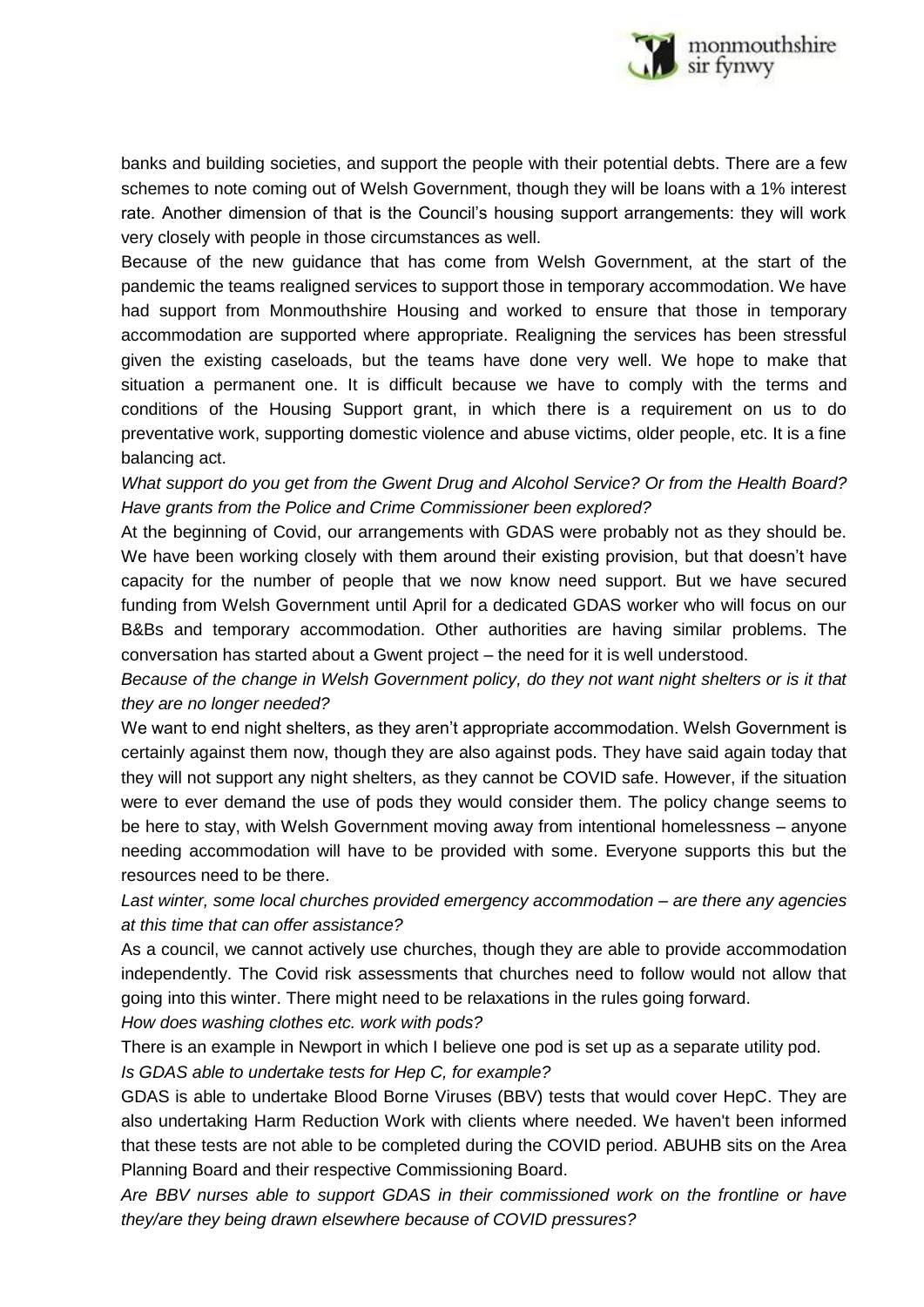banks and building societies, and support the people with their potential debts. There are a few schemes to note coming out of Welsh Government, though they will be loans with a 1% interest rate. Another dimension of that is the Council's housing support arrangements: they will work very closely with people in those circumstances as well.

Because of the new guidance that has come from Welsh Government, at the start of the pandemic the teams realigned services to support those in temporary accommodation. We have had support from Monmouthshire Housing and worked to ensure that those in temporary accommodation are supported where appropriate. Realigning the services has been stressful given the existing caseloads, but the teams have done very well. We hope to make that situation a permanent one. It is difficult because we have to comply with the terms and conditions of the Housing Support grant, in which there is a requirement on us to do preventative work, supporting domestic violence and abuse victims, older people, etc. It is a fine balancing act.

*What support do you get from the Gwent Drug and Alcohol Service? Or from the Health Board? Have grants from the Police and Crime Commissioner been explored?*

At the beginning of Covid, our arrangements with GDAS were probably not as they should be. We have been working closely with them around their existing provision, but that doesn't have capacity for the number of people that we now know need support. But we have secured funding from Welsh Government until April for a dedicated GDAS worker who will focus on our B&Bs and temporary accommodation. Other authorities are having similar problems. The conversation has started about a Gwent project – the need for it is well understood.

*Because of the change in Welsh Government policy, do they not want night shelters or is it that they are no longer needed?*

We want to end night shelters, as they aren't appropriate accommodation. Welsh Government is certainly against them now, though they are also against pods. They have said again today that they will not support any night shelters, as they cannot be COVID safe. However, if the situation were to ever demand the use of pods they would consider them. The policy change seems to be here to stay, with Welsh Government moving away from intentional homelessness – anyone needing accommodation will have to be provided with some. Everyone supports this but the resources need to be there.

*Last winter, some local churches provided emergency accommodation – are there any agencies at this time that can offer assistance?*

As a council, we cannot actively use churches, though they are able to provide accommodation independently. The Covid risk assessments that churches need to follow would not allow that going into this winter. There might need to be relaxations in the rules going forward.

*How does washing clothes etc. work with pods?*

There is an example in Newport in which I believe one pod is set up as a separate utility pod.

*Is GDAS able to undertake tests for Hep C, for example?*

GDAS is able to undertake Blood Borne Viruses (BBV) tests that would cover HepC. They are also undertaking Harm Reduction Work with clients where needed. We haven't been informed that these tests are not able to be completed during the COVID period. ABUHB sits on the Area Planning Board and their respective Commissioning Board.

*Are BBV nurses able to support GDAS in their commissioned work on the frontline or have they/are they being drawn elsewhere because of COVID pressures?*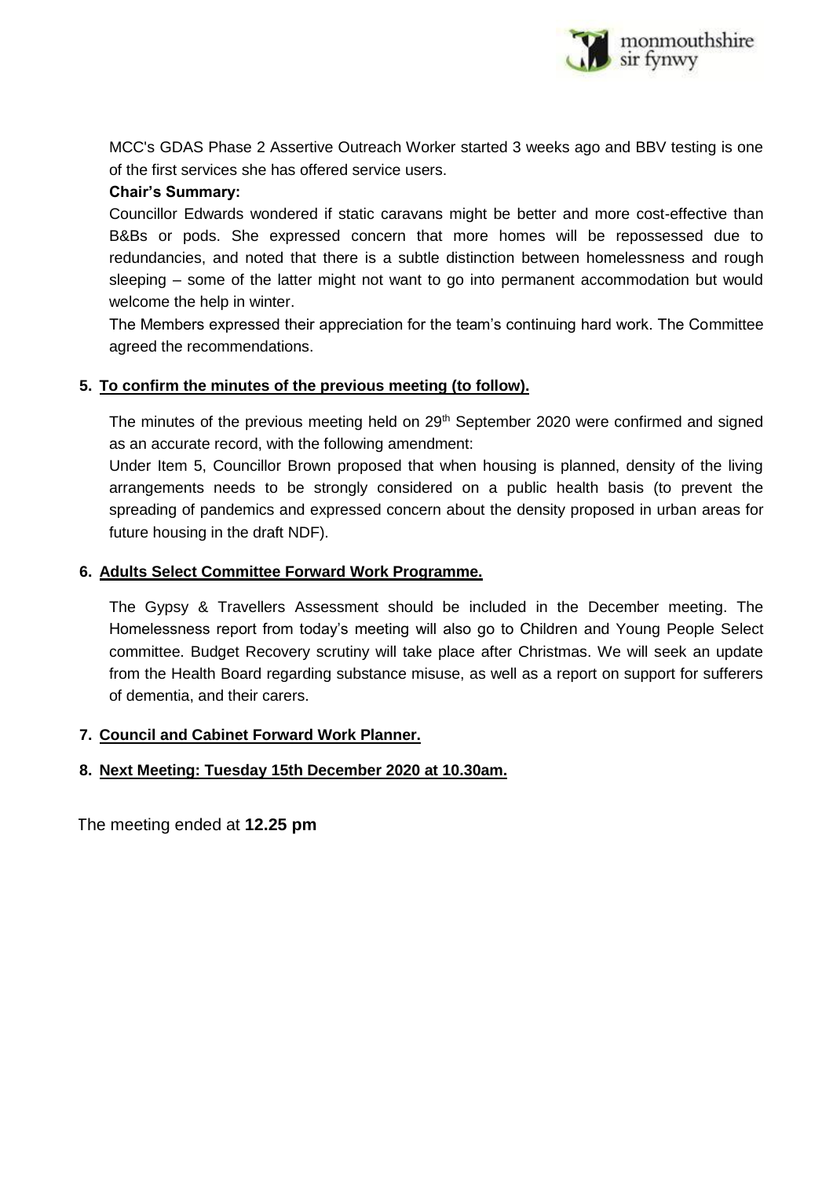MCC's GDAS Phase 2 Assertive Outreach Worker started 3 weeks ago and BBV testing is one of the first services she has offered service users.

**Chair's Summary:**

Councillor Edwards wondered if static caravans might be better and more cost-effective than B&Bs or pods. She expressed concern that more homes will be repossessed due to redundancies, and noted that there is a subtle distinction between homelessness and rough sleeping – some of the latter might not want to go into permanent accommodation but would welcome the help in winter.

The Members expressed their appreciation for the team's continuing hard work. The Committee agreed the recommendations.

**5. To confirm the minutes of the previous meeting (to follow).**

The minutes of the previous meeting held on 29th September 2020 were confirmed and signed as an accurate record, with the following amendment:

Under Item 5, Councillor Brown proposed that when housing is planned, density of the living arrangements needs to be strongly considered on a public health basis (to prevent the spreading of pandemics and expressed concern about the density proposed in urban areas for future housing in the draft NDF).

**6. Adults Select Committee Forward Work Programme.**

The Gypsy & Travellers Assessment should be included in the December meeting. The Homelessness report from today's meeting will also go to Children and Young People Select committee. Budget Recovery scrutiny will take place after Christmas. We will seek an update from the Health Board regarding substance misuse, as well as a report on support for sufferers of dementia, and their carers.

**7. Council and Cabinet Forward Work Planner.**

**8. Next Meeting: Tuesday 15th December 2020 at 10.30am.**

The meeting ended at **12.25 pm**